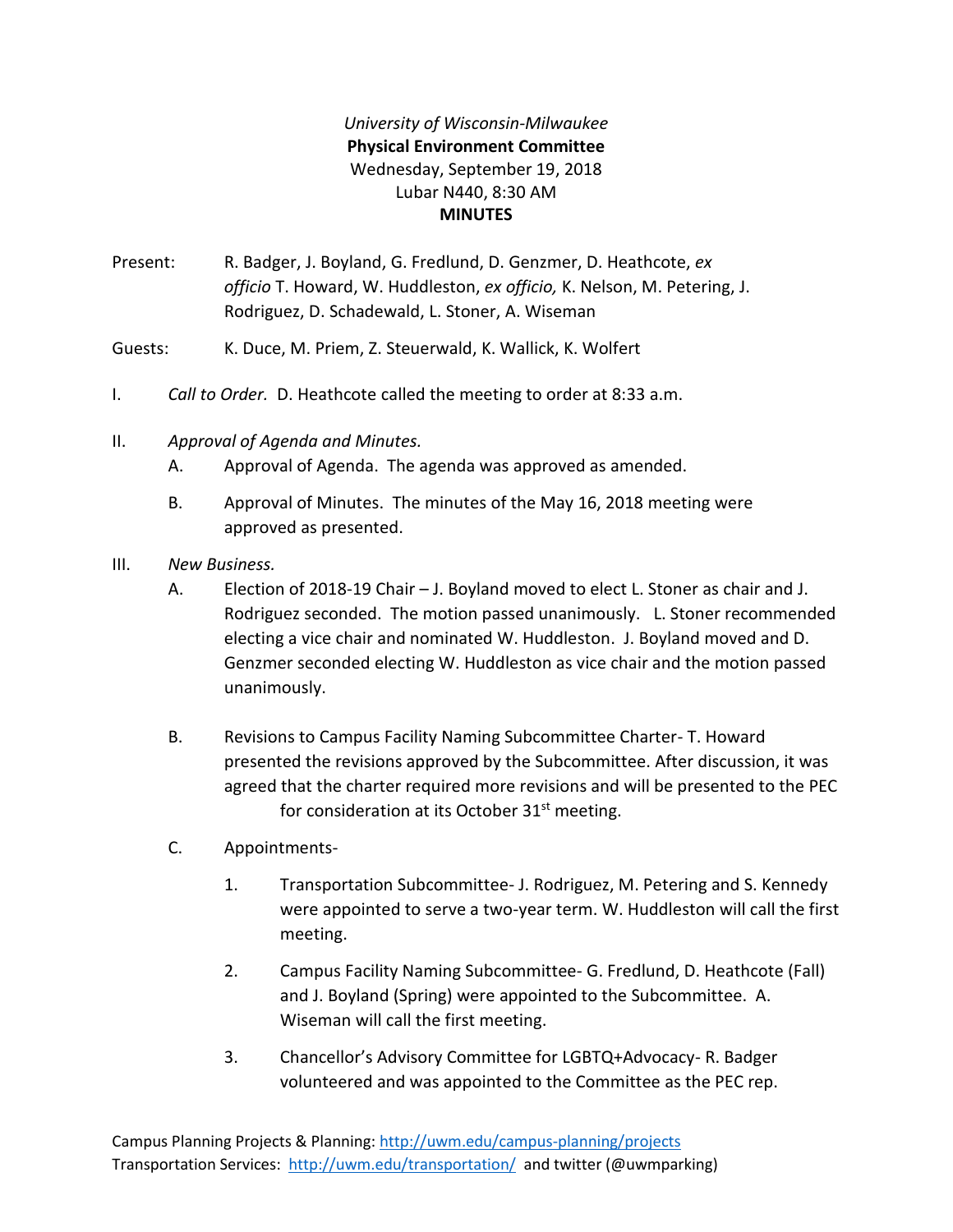*University of Wisconsin-Milwaukee*
**Physical Environment Committee**
Wednesday, September 19, 2018
Lubar N440, 8:30 AM
**MINUTES**

Present: R. Badger, J. Boyland, G. Fredlund, D. Genzmer, D. Heathcote, *ex officio* T. Howard, W. Huddleston, *ex officio,* K. Nelson, M. Petering, J. Rodriguez, D. Schadewald, L. Stoner, A. Wiseman

Guests: K. Duce, M. Priem, Z. Steuerwald, K. Wallick, K. Wolfert

I. *Call to Order.* D. Heathcote called the meeting to order at 8:33 a.m.

II. *Approval of Agenda and Minutes.*

   A. Approval of Agenda. The agenda was approved as amended.

   B. Approval of Minutes. The minutes of the May 16, 2018 meeting were approved as presented.

III. *New Business.*

   A. Election of 2018-19 Chair – J. Boyland moved to elect L. Stoner as chair and J. Rodriguez seconded. The motion passed unanimously. L. Stoner recommended electing a vice chair and nominated W. Huddleston. J. Boyland moved and D. Genzmer seconded electing W. Huddleston as vice chair and the motion passed unanimously.

   B. Revisions to Campus Facility Naming Subcommittee Charter- T. Howard presented the revisions approved by the Subcommittee. After discussion, it was agreed that the charter required more revisions and will be presented to the PEC for consideration at its October 31st meeting.

   C. Appointments-

      1. Transportation Subcommittee- J. Rodriguez, M. Petering and S. Kennedy were appointed to serve a two-year term. W. Huddleston will call the first meeting.

      2. Campus Facility Naming Subcommittee- G. Fredlund, D. Heathcote (Fall) and J. Boyland (Spring) were appointed to the Subcommittee. A. Wiseman will call the first meeting.

      3. Chancellor's Advisory Committee for LGBTQ+Advocacy- R. Badger volunteered and was appointed to the Committee as the PEC rep.

Campus Planning Projects & Planning: http://uwm.edu/campus-planning/projects
Transportation Services: http://uwm.edu/transportation/ and twitter (@uwmparking)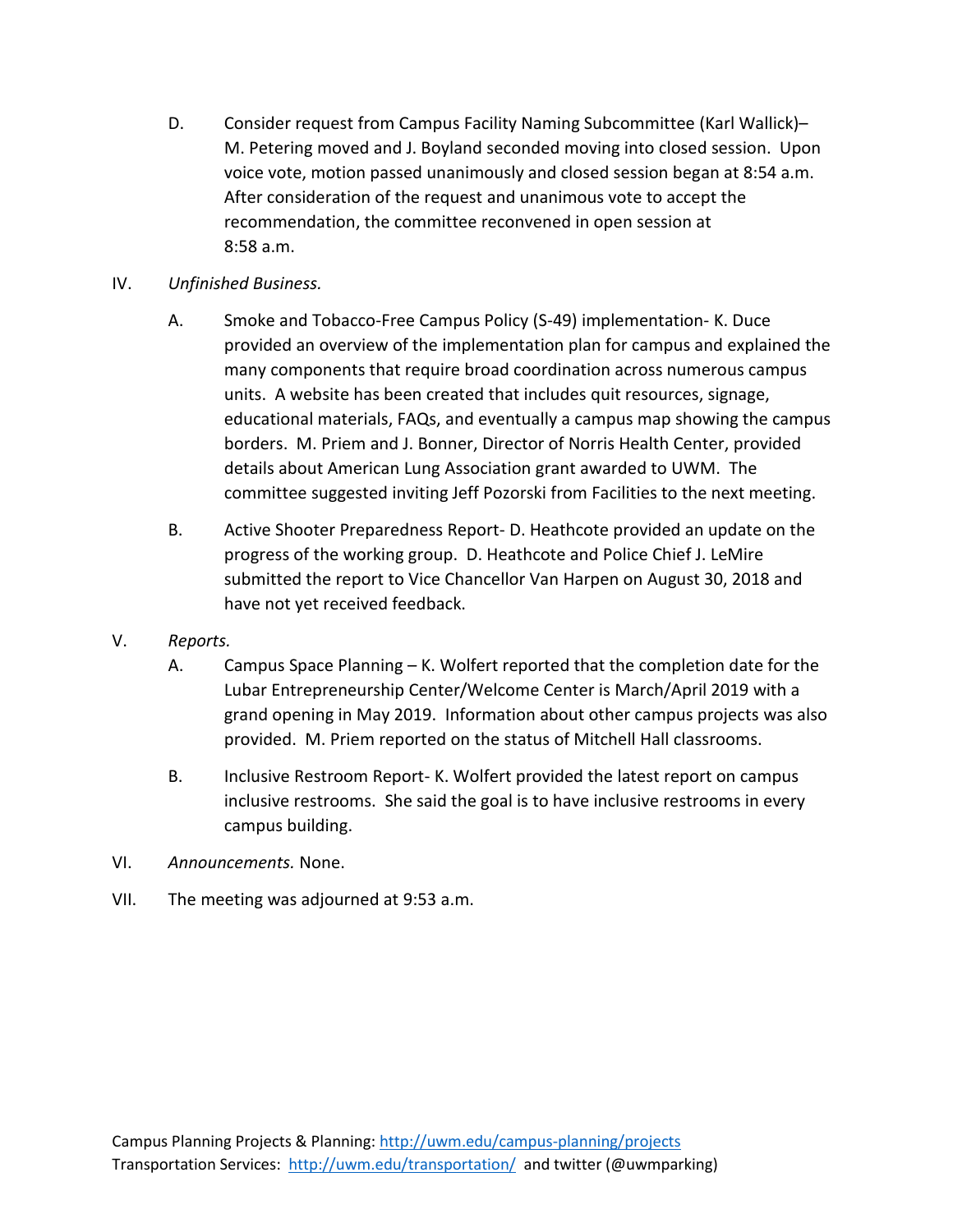D. Consider request from Campus Facility Naming Subcommittee (Karl Wallick)– M. Petering moved and J. Boyland seconded moving into closed session. Upon voice vote, motion passed unanimously and closed session began at 8:54 a.m. After consideration of the request and unanimous vote to accept the recommendation, the committee reconvened in open session at 8:58 a.m.

IV. *Unfinished Business.*

A. Smoke and Tobacco-Free Campus Policy (S-49) implementation- K. Duce provided an overview of the implementation plan for campus and explained the many components that require broad coordination across numerous campus units. A website has been created that includes quit resources, signage, educational materials, FAQs, and eventually a campus map showing the campus borders. M. Priem and J. Bonner, Director of Norris Health Center, provided details about American Lung Association grant awarded to UWM. The committee suggested inviting Jeff Pozorski from Facilities to the next meeting.

B. Active Shooter Preparedness Report- D. Heathcote provided an update on the progress of the working group. D. Heathcote and Police Chief J. LeMire submitted the report to Vice Chancellor Van Harpen on August 30, 2018 and have not yet received feedback.

V. *Reports.*

A. Campus Space Planning – K. Wolfert reported that the completion date for the Lubar Entrepreneurship Center/Welcome Center is March/April 2019 with a grand opening in May 2019. Information about other campus projects was also provided. M. Priem reported on the status of Mitchell Hall classrooms.

B. Inclusive Restroom Report- K. Wolfert provided the latest report on campus inclusive restrooms. She said the goal is to have inclusive restrooms in every campus building.

VI. *Announcements.* None.

VII. The meeting was adjourned at 9:53 a.m.

Campus Planning Projects & Planning: http://uwm.edu/campus-planning/projects
Transportation Services: http://uwm.edu/transportation/ and twitter (@uwmparking)